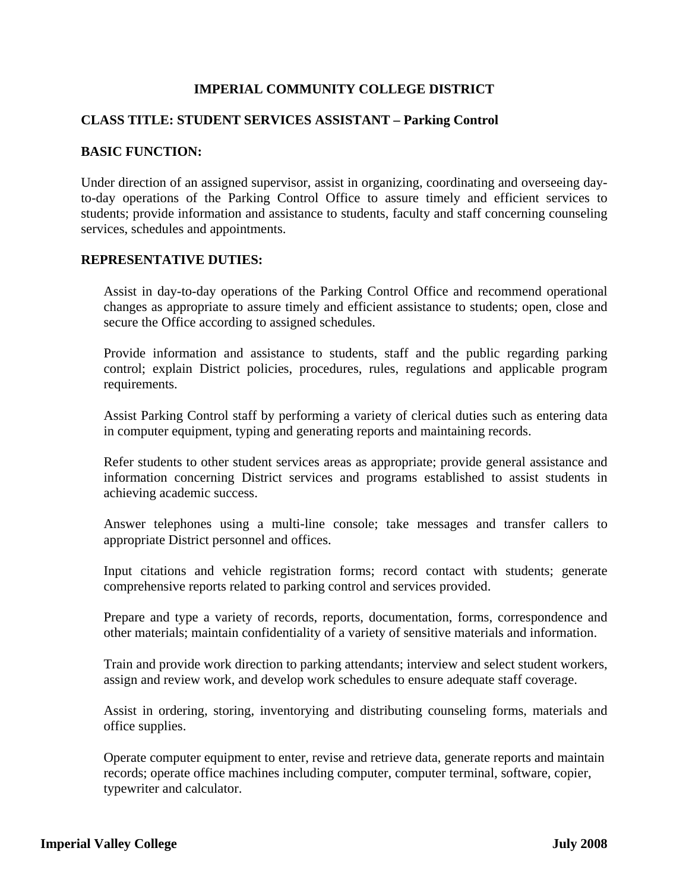# IMPERIAL COMMUNITY COLLEGE DISTRICT

## CLASS TITLE: STUDENT SERVICES ASSISTANT – Parking Control

### BASIC FUNCTION:

Under direction of an assigned supervisor, assist in organizing, coordinating and overseeing day-to-day operations of the Parking Control Office to assure timely and efficient services to students; provide information and assistance to students, faculty and staff concerning counseling services, schedules and appointments.

### REPRESENTATIVE DUTIES:

Assist in day-to-day operations of the Parking Control Office and recommend operational changes as appropriate to assure timely and efficient assistance to students; open, close and secure the Office according to assigned schedules.

Provide information and assistance to students, staff and the public regarding parking control; explain District policies, procedures, rules, regulations and applicable program requirements.

Assist Parking Control staff by performing a variety of clerical duties such as entering data in computer equipment, typing and generating reports and maintaining records.

Refer students to other student services areas as appropriate; provide general assistance and information concerning District services and programs established to assist students in achieving academic success.

Answer telephones using a multi-line console; take messages and transfer callers to appropriate District personnel and offices.

Input citations and vehicle registration forms; record contact with students; generate comprehensive reports related to parking control and services provided.

Prepare and type a variety of records, reports, documentation, forms, correspondence and other materials; maintain confidentiality of a variety of sensitive materials and information.

Train and provide work direction to parking attendants; interview and select student workers, assign and review work, and develop work schedules to ensure adequate staff coverage.

Assist in ordering, storing, inventorying and distributing counseling forms, materials and office supplies.

Operate computer equipment to enter, revise and retrieve data, generate reports and maintain records; operate office machines including computer, computer terminal, software, copier, typewriter and calculator.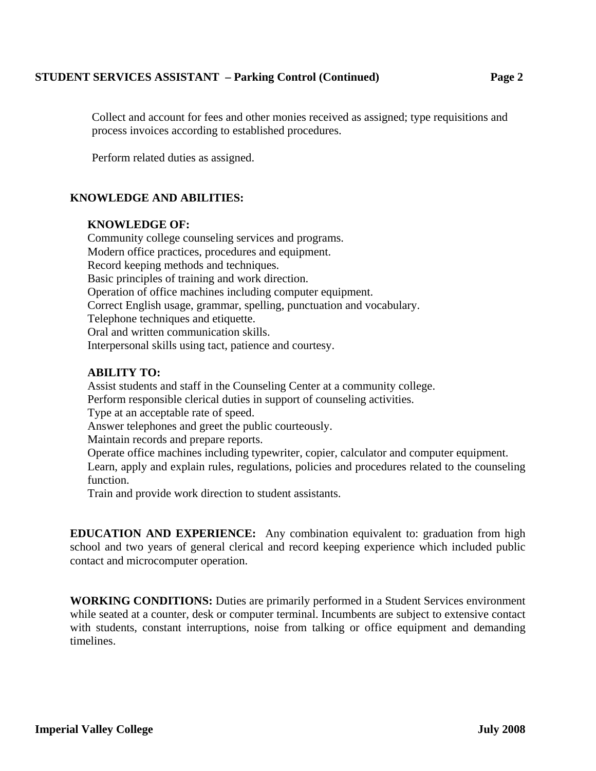Collect and account for fees and other monies received as assigned; type requisitions and process invoices according to established procedures.

Perform related duties as assigned.

## KNOWLEDGE AND ABILITIES:

### KNOWLEDGE OF:

Community college counseling services and programs.
Modern office practices, procedures and equipment.
Record keeping methods and techniques.
Basic principles of training and work direction.
Operation of office machines including computer equipment.
Correct English usage, grammar, spelling, punctuation and vocabulary.
Telephone techniques and etiquette.
Oral and written communication skills.
Interpersonal skills using tact, patience and courtesy.

### ABILITY TO:

Assist students and staff in the Counseling Center at a community college.
Perform responsible clerical duties in support of counseling activities.
Type at an acceptable rate of speed.
Answer telephones and greet the public courteously.
Maintain records and prepare reports.
Operate office machines including typewriter, copier, calculator and computer equipment.
Learn, apply and explain rules, regulations, policies and procedures related to the counseling function.
Train and provide work direction to student assistants.

**EDUCATION AND EXPERIENCE:** Any combination equivalent to: graduation from high school and two years of general clerical and record keeping experience which included public contact and microcomputer operation.

**WORKING CONDITIONS:** Duties are primarily performed in a Student Services environment while seated at a counter, desk or computer terminal. Incumbents are subject to extensive contact with students, constant interruptions, noise from talking or office equipment and demanding timelines.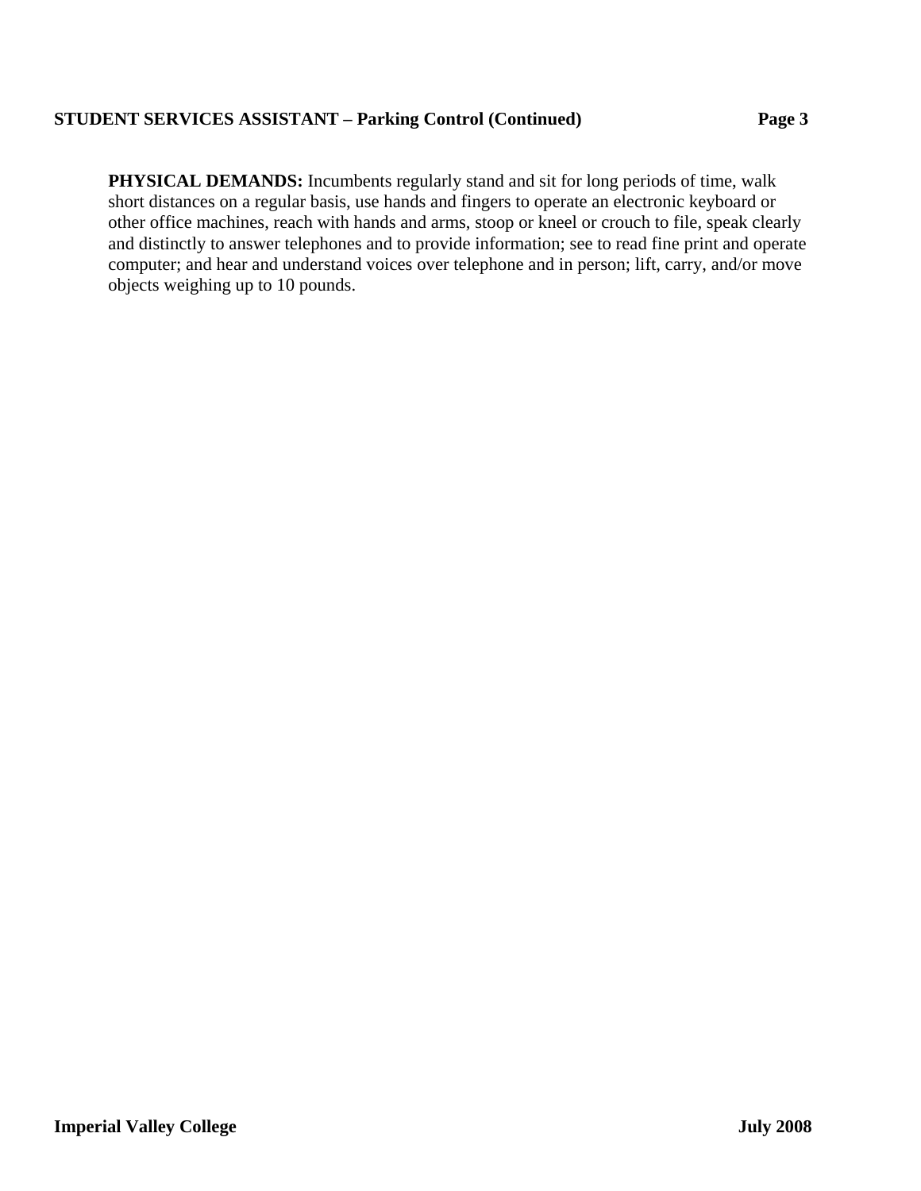**PHYSICAL DEMANDS:** Incumbents regularly stand and sit for long periods of time, walk short distances on a regular basis, use hands and fingers to operate an electronic keyboard or other office machines, reach with hands and arms, stoop or kneel or crouch to file, speak clearly and distinctly to answer telephones and to provide information; see to read fine print and operate computer; and hear and understand voices over telephone and in person; lift, carry, and/or move objects weighing up to 10 pounds.